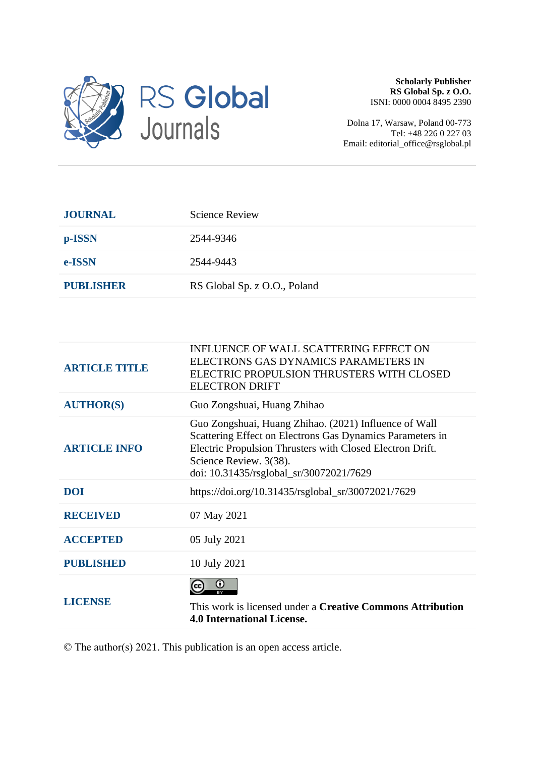RS Global Journals

**Scholarly Publisher**
**RS Global Sp. z O.O.**
ISNI: 0000 0004 8495 2390

Dolna 17, Warsaw, Poland 00-773
Tel: +48 226 0 227 03
Email: editorial_office@rsglobal.pl

| | |
|---|---|
| **JOURNAL** | Science Review |
| **p-ISSN** | 2544-9346 |
| **e-ISSN** | 2544-9443 |
| **PUBLISHER** | RS Global Sp. z O.O., Poland |

| | |
|---|---|
| **ARTICLE TITLE** | INFLUENCE OF WALL SCATTERING EFFECT ON ELECTRONS GAS DYNAMICS PARAMETERS IN ELECTRIC PROPULSION THRUSTERS WITH CLOSED ELECTRON DRIFT |
| **AUTHOR(S)** | Guo Zongshuai, Huang Zhihao |
| **ARTICLE INFO** | Guo Zongshuai, Huang Zhihao. (2021) Influence of Wall Scattering Effect on Electrons Gas Dynamics Parameters in Electric Propulsion Thrusters with Closed Electron Drift. Science Review. 3(38). doi: 10.31435/rsglobal_sr/30072021/7629 |
| **DOI** | https://doi.org/10.31435/rsglobal_sr/30072021/7629 |
| **RECEIVED** | 07 May 2021 |
| **ACCEPTED** | 05 July 2021 |
| **PUBLISHED** | 10 July 2021 |
| **LICENSE** | This work is licensed under a **Creative Commons Attribution 4.0 International License.** |

© The author(s) 2021. This publication is an open access article.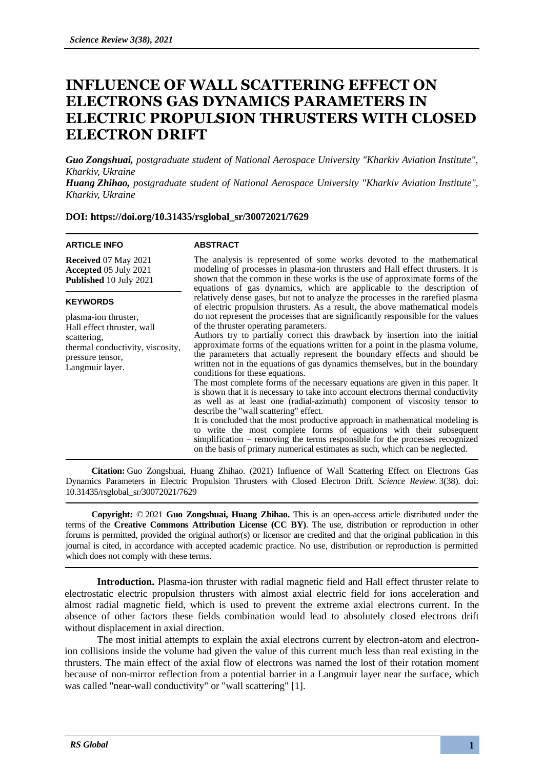# INFLUENCE OF WALL SCATTERING EFFECT ON ELECTRONS GAS DYNAMICS PARAMETERS IN ELECTRIC PROPULSION THRUSTERS WITH CLOSED ELECTRON DRIFT

***Guo Zongshuai,*** *postgraduate student of National Aerospace University "Kharkiv Aviation Institute", Kharkiv, Ukraine*

***Huang Zhihao,*** *postgraduate student of National Aerospace University "Kharkiv Aviation Institute", Kharkiv, Ukraine*

**DOI: https://doi.org/10.31435/rsglobal_sr/30072021/7629**

**ARTICLE INFO**

**Received** 07 May 2021
**Accepted** 05 July 2021
**Published** 10 July 2021

**KEYWORDS**

plasma-ion thruster, Hall effect thruster, wall scattering, thermal conductivity, viscosity, pressure tensor, Langmuir layer.

**ABSTRACT**

The analysis is represented of some works devoted to the mathematical modeling of processes in plasma-ion thrusters and Hall effect thrusters. It is shown that the common in these works is the use of approximate forms of the equations of gas dynamics, which are applicable to the description of relatively dense gases, but not to analyze the processes in the rarefied plasma of electric propulsion thrusters. As a result, the above mathematical models do not represent the processes that are significantly responsible for the values of the thruster operating parameters.

Authors try to partially correct this drawback by insertion into the initial approximate forms of the equations written for a point in the plasma volume, the parameters that actually represent the boundary effects and should be written not in the equations of gas dynamics themselves, but in the boundary conditions for these equations.

The most complete forms of the necessary equations are given in this paper. It is shown that it is necessary to take into account electrons thermal conductivity as well as at least one (radial-azimuth) component of viscosity tensor to describe the "wall scattering" effect.

It is concluded that the most productive approach in mathematical modeling is to write the most complete forms of equations with their subsequent simplification – removing the terms responsible for the processes recognized on the basis of primary numerical estimates as such, which can be neglected.

**Citation:** Guo Zongshuai, Huang Zhihao. (2021) Influence of Wall Scattering Effect on Electrons Gas Dynamics Parameters in Electric Propulsion Thrusters with Closed Electron Drift. *Science Review*. 3(38). doi: 10.31435/rsglobal_sr/30072021/7629

**Copyright:** © 2021 **Guo Zongshuai, Huang Zhihao.** This is an open-access article distributed under the terms of the **Creative Commons Attribution License (CC BY)**. The use, distribution or reproduction in other forums is permitted, provided the original author(s) or licensor are credited and that the original publication in this journal is cited, in accordance with accepted academic practice. No use, distribution or reproduction is permitted which does not comply with these terms.

**Introduction.** Plasma-ion thruster with radial magnetic field and Hall effect thruster relate to electrostatic electric propulsion thrusters with almost axial electric field for ions acceleration and almost radial magnetic field, which is used to prevent the extreme axial electrons current. In the absence of other factors these fields combination would lead to absolutely closed electrons drift without displacement in axial direction.

The most initial attempts to explain the axial electrons current by electron-atom and electron-ion collisions inside the volume had given the value of this current much less than real existing in the thrusters. The main effect of the axial flow of electrons was named the lost of their rotation moment because of non-mirror reflection from a potential barrier in a Langmuir layer near the surface, which was called "near-wall conductivity" or "wall scattering" [1].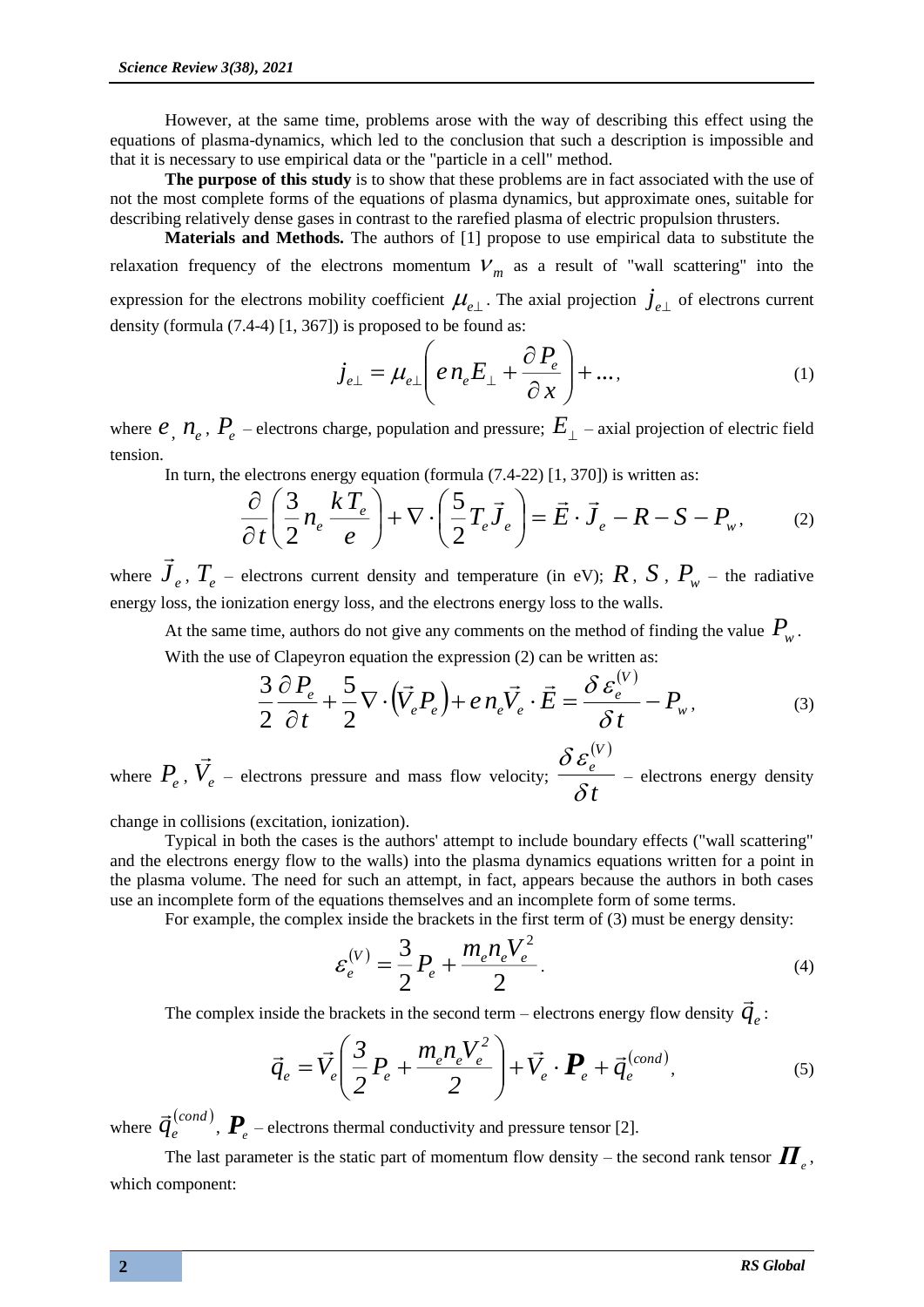However, at the same time, problems arose with the way of describing this effect using the equations of plasma-dynamics, which led to the conclusion that such a description is impossible and that it is necessary to use empirical data or the "particle in a cell" method.

**The purpose of this study** is to show that these problems are in fact associated with the use of not the most complete forms of the equations of plasma dynamics, but approximate ones, suitable for describing relatively dense gases in contrast to the rarefied plasma of electric propulsion thrusters.

**Materials and Methods.** The authors of [1] propose to use empirical data to substitute the relaxation frequency of the electrons momentum $\nu_m$ as a result of "wall scattering" into the expression for the electrons mobility coefficient $\mu_{e\perp}$. The axial projection $j_{e\perp}$ of electrons current density (formula (7.4-4) [1, 367]) is proposed to be found as:

$$j_{e\perp} = \mu_{e\perp}\left( e n_e E_{\perp} + \frac{\partial P_e}{\partial x} \right) + \ldots, \tag{1}$$

where $e$, $n_e$, $P_e$ – electrons charge, population and pressure; $E_{\perp}$ – axial projection of electric field tension.

In turn, the electrons energy equation (formula (7.4-22) [1, 370]) is written as:

$$\frac{\partial}{\partial t}\left( \frac{3}{2} n_e \frac{k T_e}{e} \right) + \nabla \cdot \left( \frac{5}{2} T_e \vec{J}_e \right) = \vec{E} \cdot \vec{J}_e - R - S - P_w, \tag{2}$$

where $\vec{J}_e$, $T_e$ – electrons current density and temperature (in eV); $R$, $S$, $P_w$ – the radiative energy loss, the ionization energy loss, and the electrons energy loss to the walls.

At the same time, authors do not give any comments on the method of finding the value $P_w$.

With the use of Clapeyron equation the expression (2) can be written as:

$$\frac{3}{2}\frac{\partial P_e}{\partial t} + \frac{5}{2}\nabla \cdot \left( \vec{V}_e P_e \right) + e n_e \vec{V}_e \cdot \vec{E} = \frac{\delta \varepsilon_e^{(V)}}{\delta t} - P_w, \tag{3}$$

where $P_e$, $\vec{V}_e$ – electrons pressure and mass flow velocity; $\dfrac{\delta \varepsilon_e^{(V)}}{\delta t}$ – electrons energy density change in collisions (excitation, ionization).

Typical in both the cases is the authors' attempt to include boundary effects ("wall scattering" and the electrons energy flow to the walls) into the plasma dynamics equations written for a point in the plasma volume. The need for such an attempt, in fact, appears because the authors in both cases use an incomplete form of the equations themselves and an incomplete form of some terms.

For example, the complex inside the brackets in the first term of (3) must be energy density:

$$\varepsilon_e^{(V)} = \frac{3}{2} P_e + \frac{m_e n_e V_e^2}{2}. \tag{4}$$

The complex inside the brackets in the second term – electrons energy flow density $\vec{q}_e$:

$$\vec{q}_e = \vec{V}_e \left( \frac{3}{2} P_e + \frac{m_e n_e V_e^2}{2} \right) + \vec{V}_e \cdot \boldsymbol{P}_e + \vec{q}_e^{(cond)}, \tag{5}$$

where $\vec{q}_e^{(cond)}$, $\boldsymbol{P}_e$ – electrons thermal conductivity and pressure tensor [2].

The last parameter is the static part of momentum flow density – the second rank tensor $\boldsymbol{\Pi}_e$, which component: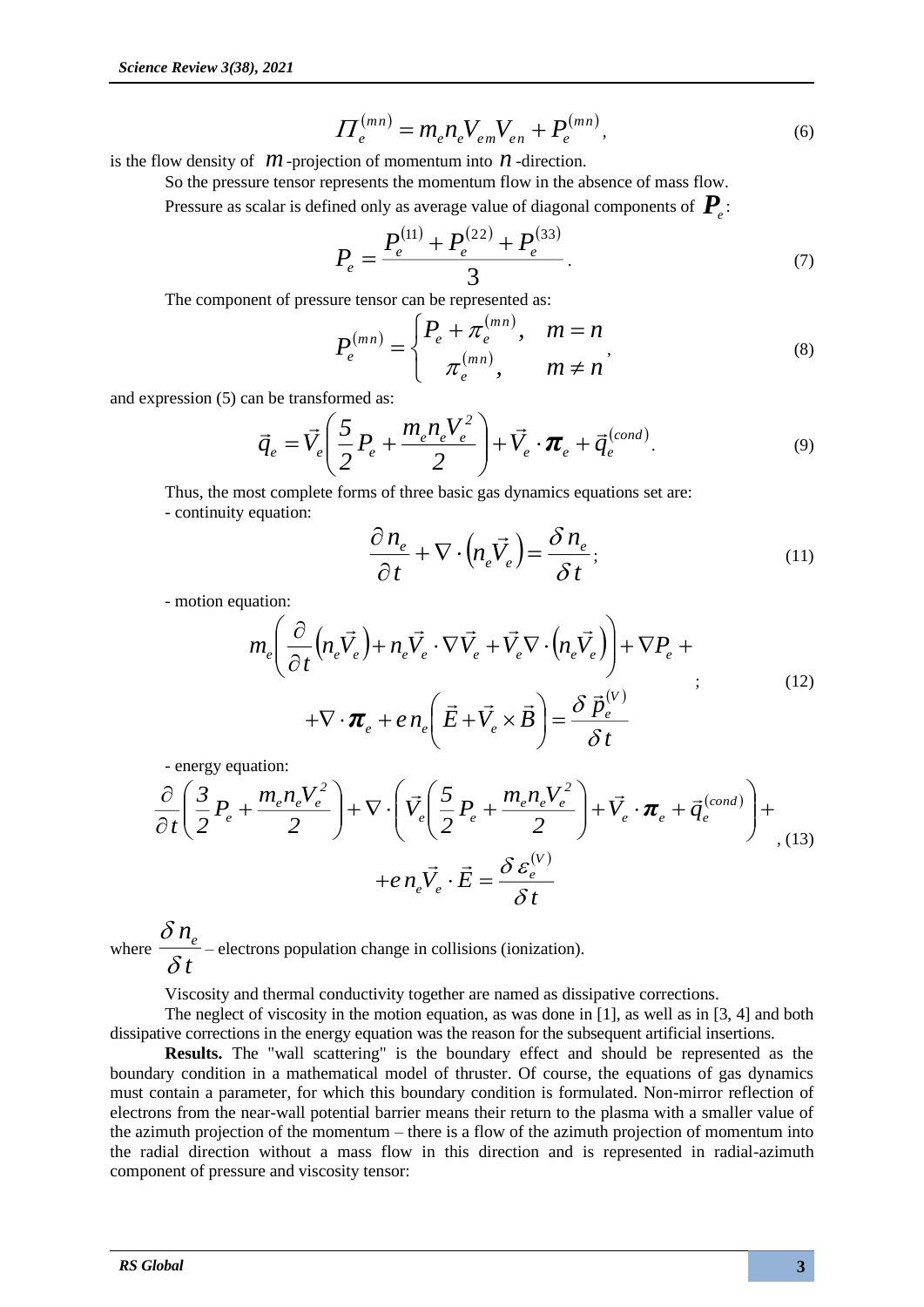$$\Pi_e^{(mn)} = m_e n_e V_{em} V_{en} + P_e^{(mn)}, \tag{6}$$

is the flow density of $m$-projection of momentum into $n$-direction.

So the pressure tensor represents the momentum flow in the absence of mass flow.

Pressure as scalar is defined only as average value of diagonal components of $\boldsymbol{P}_e$:

$$P_e = \frac{P_e^{(11)} + P_e^{(22)} + P_e^{(33)}}{3}. \tag{7}$$

The component of pressure tensor can be represented as:

$$P_e^{(mn)} = \begin{cases} P_e + \pi_e^{(mn)}, & m = n \\ \pi_e^{(mn)}, & m \neq n \end{cases}, \tag{8}$$

and expression (5) can be transformed as:

$$\vec{q}_e = \vec{V}_e \left( \frac{5}{2} P_e + \frac{m_e n_e V_e^2}{2} \right) + \vec{V}_e \cdot \boldsymbol{\pi}_e + \vec{q}_e^{(cond)}. \tag{9}$$

Thus, the most complete forms of three basic gas dynamics equations set are:

- continuity equation:

$$\frac{\partial n_e}{\partial t} + \nabla \cdot \left( n_e \vec{V}_e \right) = \frac{\delta n_e}{\delta t}; \tag{11}$$

- motion equation:

$$m_e \left( \frac{\partial}{\partial t} \left( n_e \vec{V}_e \right) + n_e \vec{V}_e \cdot \nabla \vec{V}_e + \vec{V}_e \nabla \cdot \left( n_e \vec{V}_e \right) \right) + \nabla P_e + \nabla \cdot \boldsymbol{\pi}_e + e n_e \left( \vec{E} + \vec{V}_e \times \vec{B} \right) = \frac{\delta \vec{p}_e^{(V)}}{\delta t}; \tag{12}$$

- energy equation:

$$\frac{\partial}{\partial t} \left( \frac{3}{2} P_e + \frac{m_e n_e V_e^2}{2} \right) + \nabla \cdot \left( \vec{V}_e \left( \frac{5}{2} P_e + \frac{m_e n_e V_e^2}{2} \right) + \vec{V}_e \cdot \boldsymbol{\pi}_e + \vec{q}_e^{(cond)} \right) + e n_e \vec{V}_e \cdot \vec{E} = \frac{\delta \varepsilon_e^{(V)}}{\delta t}, \tag{13}$$

where $\dfrac{\delta n_e}{\delta t}$ – electrons population change in collisions (ionization).

Viscosity and thermal conductivity together are named as dissipative corrections.

The neglect of viscosity in the motion equation, as was done in [1], as well as in [3, 4] and both dissipative corrections in the energy equation was the reason for the subsequent artificial insertions.

**Results.** The "wall scattering" is the boundary effect and should be represented as the boundary condition in a mathematical model of thruster. Of course, the equations of gas dynamics must contain a parameter, for which this boundary condition is formulated. Non-mirror reflection of electrons from the near-wall potential barrier means their return to the plasma with a smaller value of the azimuth projection of the momentum – there is a flow of the azimuth projection of momentum into the radial direction without a mass flow in this direction and is represented in radial-azimuth component of pressure and viscosity tensor: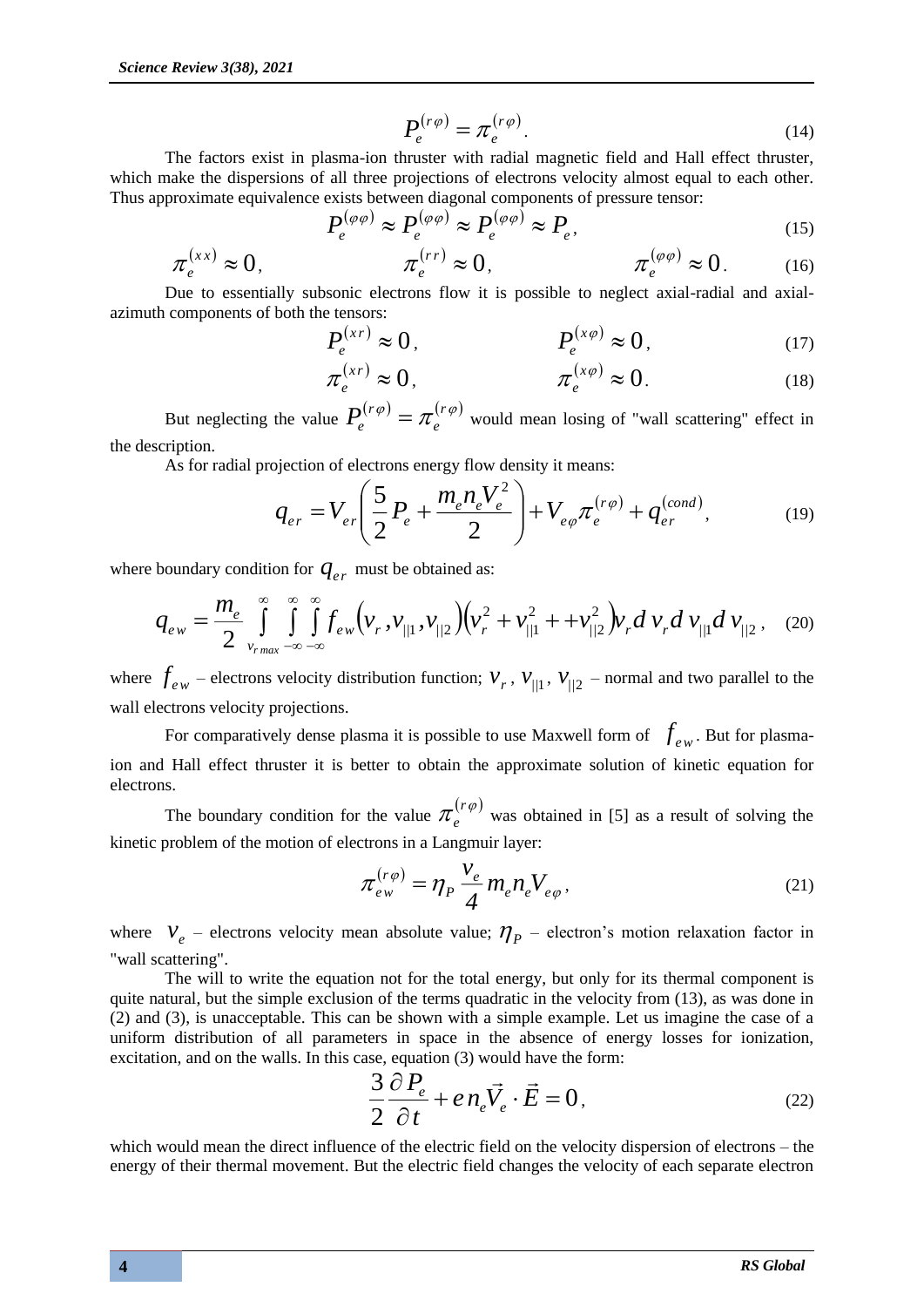$$P_e^{(r\varphi)} = \pi_e^{(r\varphi)}. \tag{14}$$

The factors exist in plasma-ion thruster with radial magnetic field and Hall effect thruster, which make the dispersions of all three projections of electrons velocity almost equal to each other. Thus approximate equivalence exists between diagonal components of pressure tensor:

$$P_e^{(\varphi\varphi)} \approx P_e^{(\varphi\varphi)} \approx P_e^{(\varphi\varphi)} \approx P_e, \tag{15}$$

$$\pi_e^{(xx)} \approx 0, \qquad \pi_e^{(rr)} \approx 0, \qquad \pi_e^{(\varphi\varphi)} \approx 0. \tag{16}$$

Due to essentially subsonic electrons flow it is possible to neglect axial-radial and axial-azimuth components of both the tensors:

$$P_e^{(xr)} \approx 0, \qquad P_e^{(x\varphi)} \approx 0, \tag{17}$$

$$\pi_e^{(xr)} \approx 0, \qquad \pi_e^{(x\varphi)} \approx 0. \tag{18}$$

But neglecting the value $P_e^{(r\varphi)} = \pi_e^{(r\varphi)}$ would mean losing of "wall scattering" effect in the description.

As for radial projection of electrons energy flow density it means:

$$q_{er} = V_{er}\left(\frac{5}{2}P_e + \frac{m_e n_e V_e^2}{2}\right) + V_{e\varphi}\pi_e^{(r\varphi)} + q_{er}^{(cond)}, \tag{19}$$

where boundary condition for $q_{er}$ must be obtained as:

$$q_{ew} = \frac{m_e}{2}\int\limits_{v_{r\,max}}^{\infty}\int\limits_{-\infty}^{\infty}\int\limits_{-\infty}^{\infty} f_{ew}\left(v_r, v_{||1}, v_{||2}\right)\left(v_r^2 + v_{||1}^2 + +v_{||2}^2\right)v_r d\, v_r d\, v_{||1} d\, v_{||2}\,, \tag{20}$$

where $f_{ew}$ – electrons velocity distribution function; $v_r$, $v_{||1}$, $v_{||2}$ – normal and two parallel to the wall electrons velocity projections.

For comparatively dense plasma it is possible to use Maxwell form of $f_{ew}$. But for plasma-ion and Hall effect thruster it is better to obtain the approximate solution of kinetic equation for electrons.

The boundary condition for the value $\pi_e^{(r\varphi)}$ was obtained in [5] as a result of solving the kinetic problem of the motion of electrons in a Langmuir layer:

$$\pi_{ew}^{(r\varphi)} = \eta_P \frac{v_e}{4} m_e n_e V_{e\varphi}, \tag{21}$$

where $v_e$ – electrons velocity mean absolute value; $\eta_P$ – electron's motion relaxation factor in "wall scattering".

The will to write the equation not for the total energy, but only for its thermal component is quite natural, but the simple exclusion of the terms quadratic in the velocity from (13), as was done in (2) and (3), is unacceptable. This can be shown with a simple example. Let us imagine the case of a uniform distribution of all parameters in space in the absence of energy losses for ionization, excitation, and on the walls. In this case, equation (3) would have the form:

$$\frac{3}{2}\frac{\partial P_e}{\partial t} + e\, n_e \vec{V}_e \cdot \vec{E} = 0, \tag{22}$$

which would mean the direct influence of the electric field on the velocity dispersion of electrons – the energy of their thermal movement. But the electric field changes the velocity of each separate electron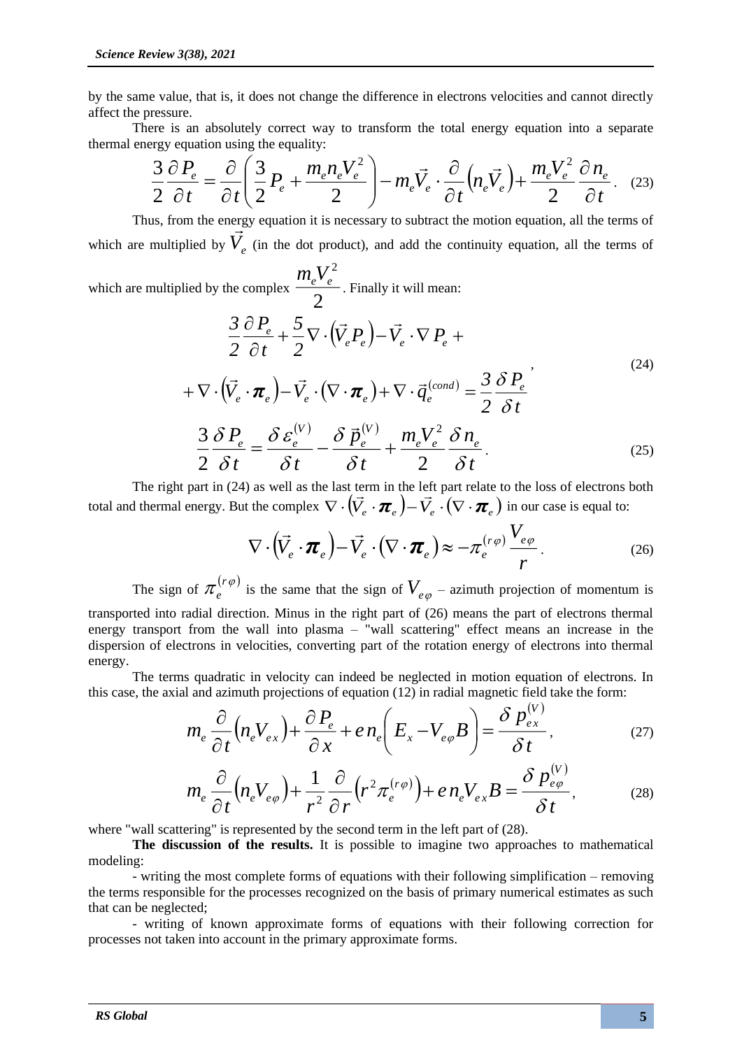by the same value, that is, it does not change the difference in electrons velocities and cannot directly affect the pressure.

There is an absolutely correct way to transform the total energy equation into a separate thermal energy equation using the equality:

$$\frac{3}{2}\frac{\partial P_e}{\partial t}=\frac{\partial}{\partial t}\left(\frac{3}{2}P_e+\frac{m_e n_e V_e^2}{2}\right)-m_e\vec{V}_e\cdot\frac{\partial}{\partial t}\left(n_e\vec{V}_e\right)+\frac{m_e V_e^2}{2}\frac{\partial n_e}{\partial t}. \quad (23)$$

Thus, from the energy equation it is necessary to subtract the motion equation, all the terms of which are multiplied by $\vec{V}_e$ (in the dot product), and add the continuity equation, all the terms of which are multiplied by the complex $\frac{m_e V_e^2}{2}$. Finally it will mean:

$$\begin{gathered}\frac{3}{2}\frac{\partial P_e}{\partial t}+\frac{5}{2}\nabla\cdot\left(\vec{V}_e P_e\right)-\vec{V}_e\cdot\nabla P_e+\\+\nabla\cdot\left(\vec{V}_e\cdot\boldsymbol{\pi}_e\right)-\vec{V}_e\cdot\left(\nabla\cdot\boldsymbol{\pi}_e\right)+\nabla\cdot\vec{q}_e^{(cond)}=\frac{3}{2}\frac{\delta P_e}{\delta t}\end{gathered}, \quad (24)$$

$$\frac{3}{2}\frac{\delta P_e}{\delta t}=\frac{\delta\varepsilon_e^{(V)}}{\delta t}-\frac{\delta\vec{p}_e^{(V)}}{\delta t}+\frac{m_e V_e^2}{2}\frac{\delta n_e}{\delta t}. \quad (25)$$

The right part in (24) as well as the last term in the left part relate to the loss of electrons both total and thermal energy. But the complex $\nabla\cdot\left(\vec{V}_e\cdot\boldsymbol{\pi}_e\right)-\vec{V}_e\cdot\left(\nabla\cdot\boldsymbol{\pi}_e\right)$ in our case is equal to:

$$\nabla\cdot\left(\vec{V}_e\cdot\boldsymbol{\pi}_e\right)-\vec{V}_e\cdot\left(\nabla\cdot\boldsymbol{\pi}_e\right)\approx-\pi_e^{(r\varphi)}\frac{V_{e\varphi}}{r}. \quad (26)$$

The sign of $\pi_e^{(r\varphi)}$ is the same that the sign of $V_{e\varphi}$ – azimuth projection of momentum is transported into radial direction. Minus in the right part of (26) means the part of electrons thermal energy transport from the wall into plasma – "wall scattering" effect means an increase in the dispersion of electrons in velocities, converting part of the rotation energy of electrons into thermal energy.

The terms quadratic in velocity can indeed be neglected in motion equation of electrons. In this case, the axial and azimuth projections of equation (12) in radial magnetic field take the form:

$$m_e\frac{\partial}{\partial t}\left(n_e V_{ex}\right)+\frac{\partial P_e}{\partial x}+en_e\left(E_x-V_{e\varphi}B\right)=\frac{\delta p_{ex}^{(V)}}{\delta t}, \quad (27)$$

$$m_e\frac{\partial}{\partial t}\left(n_e V_{e\varphi}\right)+\frac{1}{r^2}\frac{\partial}{\partial r}\left(r^2\pi_e^{(r\varphi)}\right)+en_e V_{ex}B=\frac{\delta p_{e\varphi}^{(V)}}{\delta t}, \quad (28)$$

where "wall scattering" is represented by the second term in the left part of (28).

**The discussion of the results.** It is possible to imagine two approaches to mathematical modeling:

- writing the most complete forms of equations with their following simplification – removing the terms responsible for the processes recognized on the basis of primary numerical estimates as such that can be neglected;
- writing of known approximate forms of equations with their following correction for processes not taken into account in the primary approximate forms.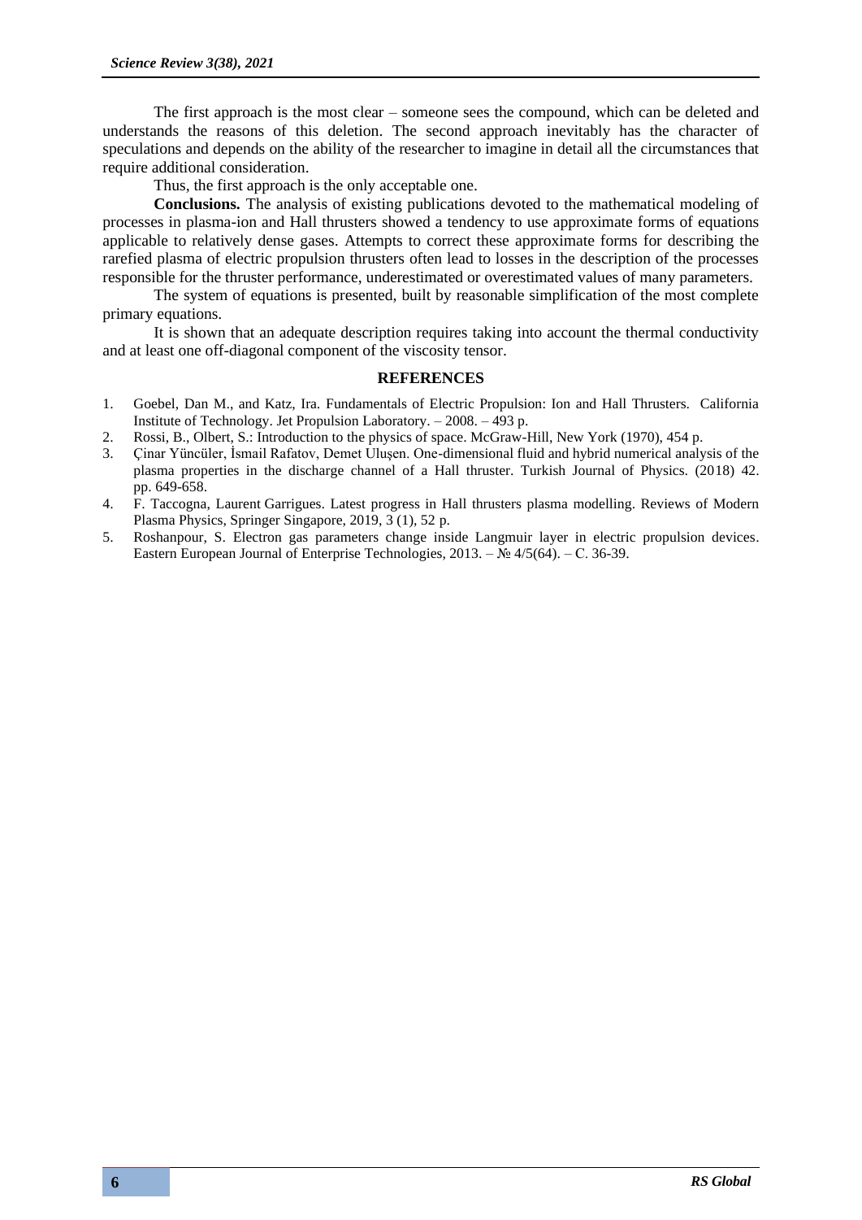The first approach is the most clear – someone sees the compound, which can be deleted and understands the reasons of this deletion. The second approach inevitably has the character of speculations and depends on the ability of the researcher to imagine in detail all the circumstances that require additional consideration.

Thus, the first approach is the only acceptable one.

**Conclusions.** The analysis of existing publications devoted to the mathematical modeling of processes in plasma-ion and Hall thrusters showed a tendency to use approximate forms of equations applicable to relatively dense gases. Attempts to correct these approximate forms for describing the rarefied plasma of electric propulsion thrusters often lead to losses in the description of the processes responsible for the thruster performance, underestimated or overestimated values of many parameters.

The system of equations is presented, built by reasonable simplification of the most complete primary equations.

It is shown that an adequate description requires taking into account the thermal conductivity and at least one off-diagonal component of the viscosity tensor.

## REFERENCES

1. Goebel, Dan M., and Katz, Ira. Fundamentals of Electric Propulsion: Ion and Hall Thrusters. California Institute of Technology. Jet Propulsion Laboratory. – 2008. – 493 p.
2. Rossi, B., Olbert, S.: Introduction to the physics of space. McGraw-Hill, New York (1970), 454 p.
3. Çinar Yüncüler, İsmail Rafatov, Demet Uluşen. One-dimensional fluid and hybrid numerical analysis of the plasma properties in the discharge channel of a Hall thruster. Turkish Journal of Physics. (2018) 42. pp. 649-658.
4. F. Taccogna, Laurent Garrigues. Latest progress in Hall thrusters plasma modelling. Reviews of Modern Plasma Physics, Springer Singapore, 2019, 3 (1), 52 p.
5. Roshanpour, S. Electron gas parameters change inside Langmuir layer in electric propulsion devices. Eastern European Journal of Enterprise Technologies, 2013. – № 4/5(64). – С. 36-39.